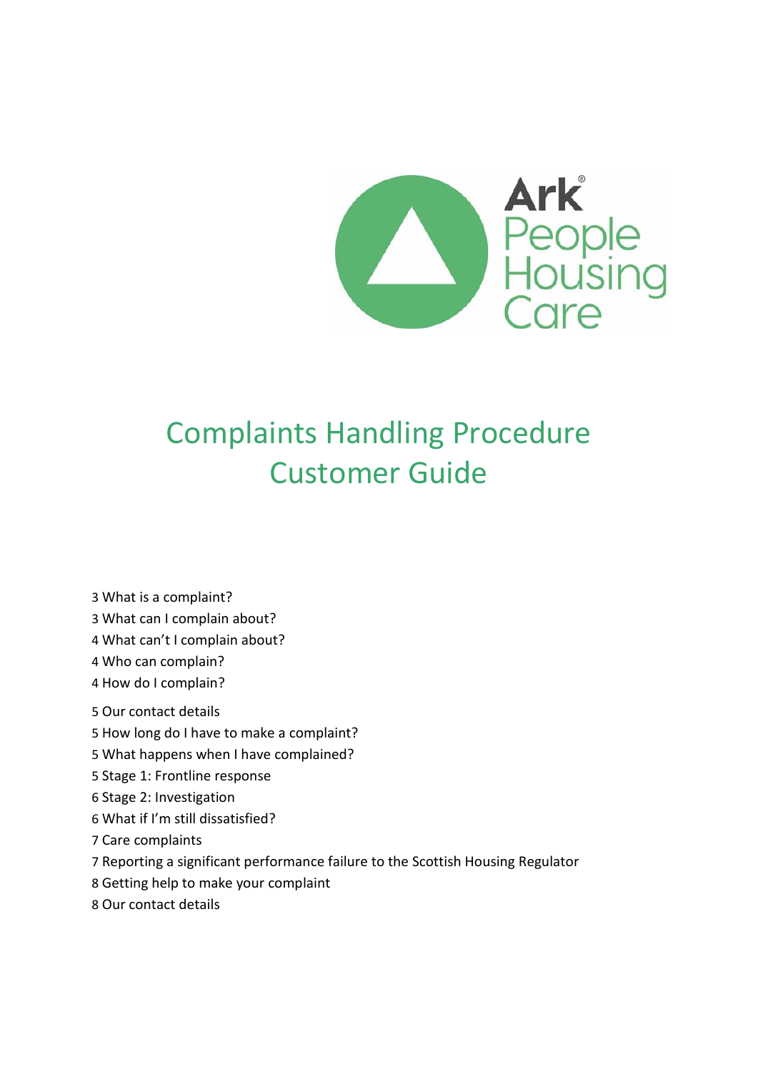Ark People Housing Care

# Complaints Handling Procedure Customer Guide

3 What is a complaint?
3 What can I complain about?
4 What can't I complain about?
4 Who can complain?
4 How do I complain?
5 Our contact details
5 How long do I have to make a complaint?
5 What happens when I have complained?
5 Stage 1: Frontline response
6 Stage 2: Investigation
6 What if I'm still dissatisfied?
7 Care complaints
7 Reporting a significant performance failure to the Scottish Housing Regulator
8 Getting help to make your complaint
8 Our contact details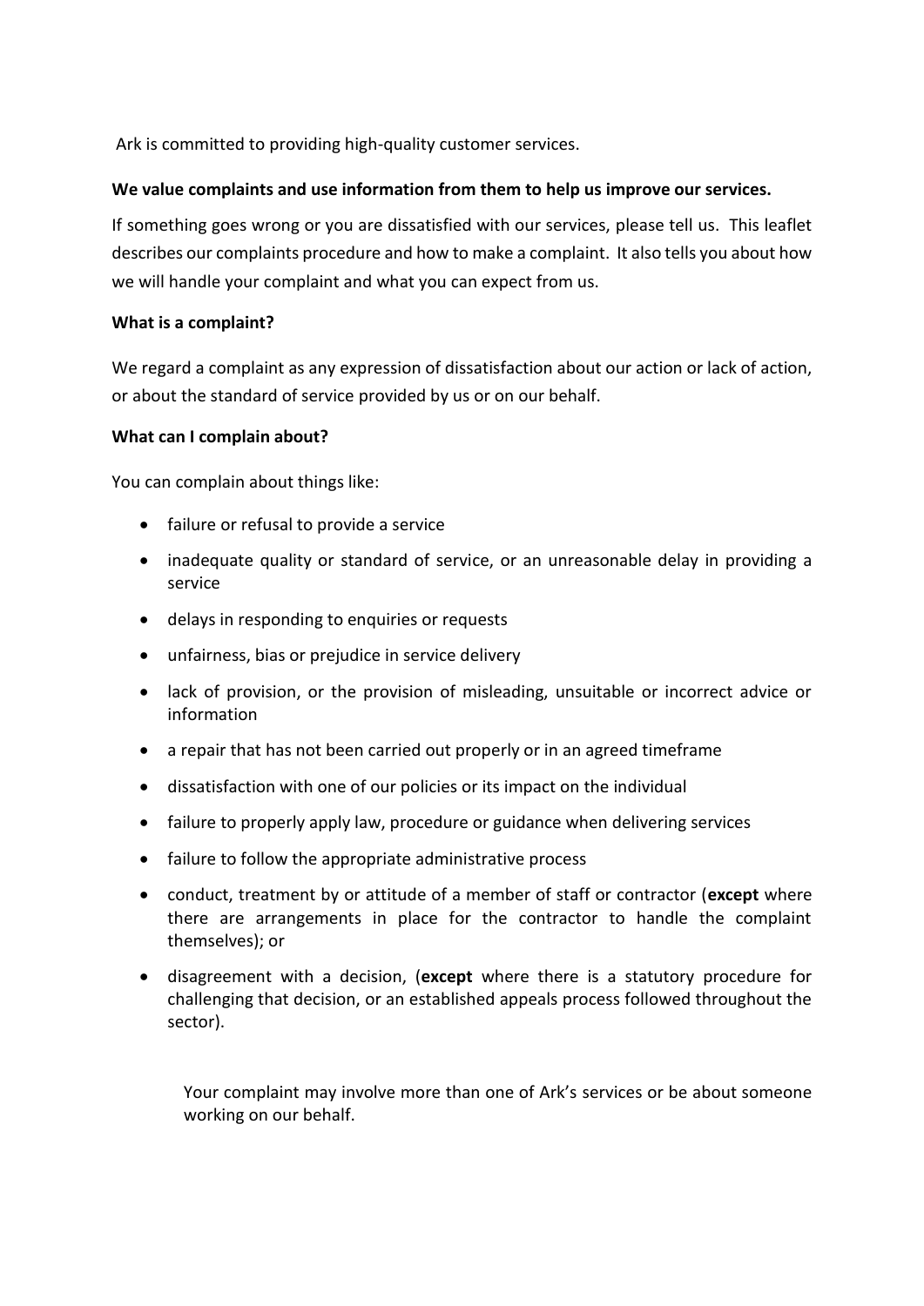Ark is committed to providing high-quality customer services.

**We value complaints and use information from them to help us improve our services.**

If something goes wrong or you are dissatisfied with our services, please tell us. This leaflet describes our complaints procedure and how to make a complaint. It also tells you about how we will handle your complaint and what you can expect from us.

**What is a complaint?**

We regard a complaint as any expression of dissatisfaction about our action or lack of action, or about the standard of service provided by us or on our behalf.

**What can I complain about?**

You can complain about things like:

- failure or refusal to provide a service
- inadequate quality or standard of service, or an unreasonable delay in providing a service
- delays in responding to enquiries or requests
- unfairness, bias or prejudice in service delivery
- lack of provision, or the provision of misleading, unsuitable or incorrect advice or information
- a repair that has not been carried out properly or in an agreed timeframe
- dissatisfaction with one of our policies or its impact on the individual
- failure to properly apply law, procedure or guidance when delivering services
- failure to follow the appropriate administrative process
- conduct, treatment by or attitude of a member of staff or contractor (**except** where there are arrangements in place for the contractor to handle the complaint themselves); or
- disagreement with a decision, (**except** where there is a statutory procedure for challenging that decision, or an established appeals process followed throughout the sector).

Your complaint may involve more than one of Ark's services or be about someone working on our behalf.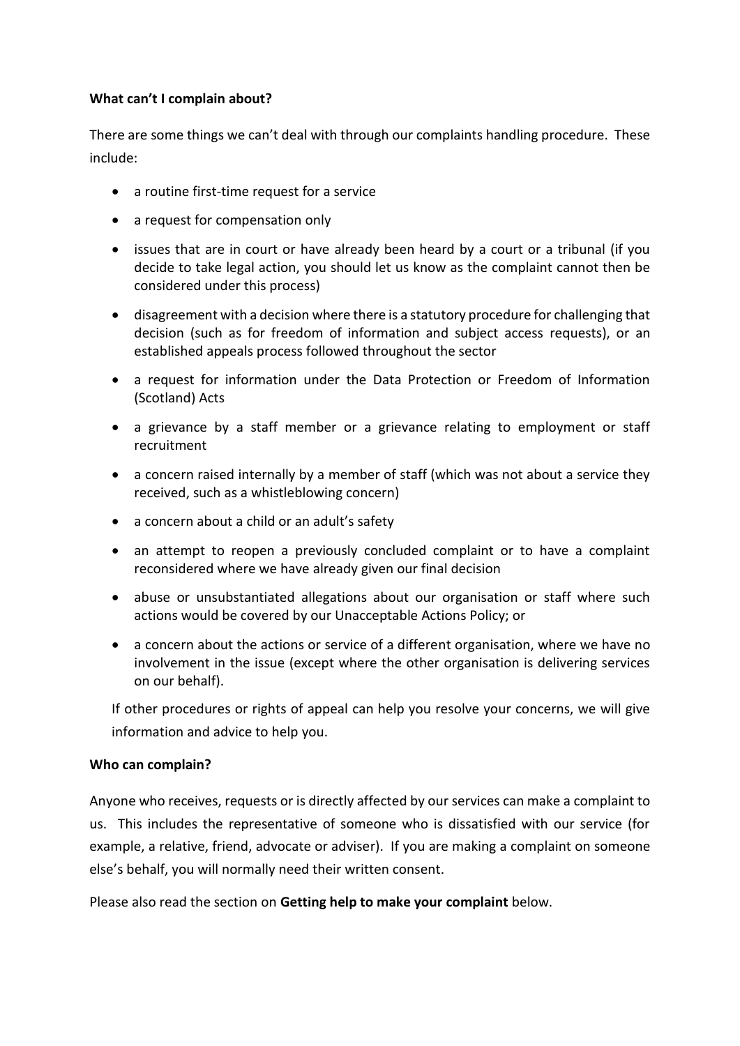**What can't I complain about?**

There are some things we can't deal with through our complaints handling procedure. These include:

- a routine first-time request for a service
- a request for compensation only
- issues that are in court or have already been heard by a court or a tribunal (if you decide to take legal action, you should let us know as the complaint cannot then be considered under this process)
- disagreement with a decision where there is a statutory procedure for challenging that decision (such as for freedom of information and subject access requests), or an established appeals process followed throughout the sector
- a request for information under the Data Protection or Freedom of Information (Scotland) Acts
- a grievance by a staff member or a grievance relating to employment or staff recruitment
- a concern raised internally by a member of staff (which was not about a service they received, such as a whistleblowing concern)
- a concern about a child or an adult's safety
- an attempt to reopen a previously concluded complaint or to have a complaint reconsidered where we have already given our final decision
- abuse or unsubstantiated allegations about our organisation or staff where such actions would be covered by our Unacceptable Actions Policy; or
- a concern about the actions or service of a different organisation, where we have no involvement in the issue (except where the other organisation is delivering services on our behalf).

If other procedures or rights of appeal can help you resolve your concerns, we will give information and advice to help you.

**Who can complain?**

Anyone who receives, requests or is directly affected by our services can make a complaint to us. This includes the representative of someone who is dissatisfied with our service (for example, a relative, friend, advocate or adviser). If you are making a complaint on someone else's behalf, you will normally need their written consent.

Please also read the section on **Getting help to make your complaint** below.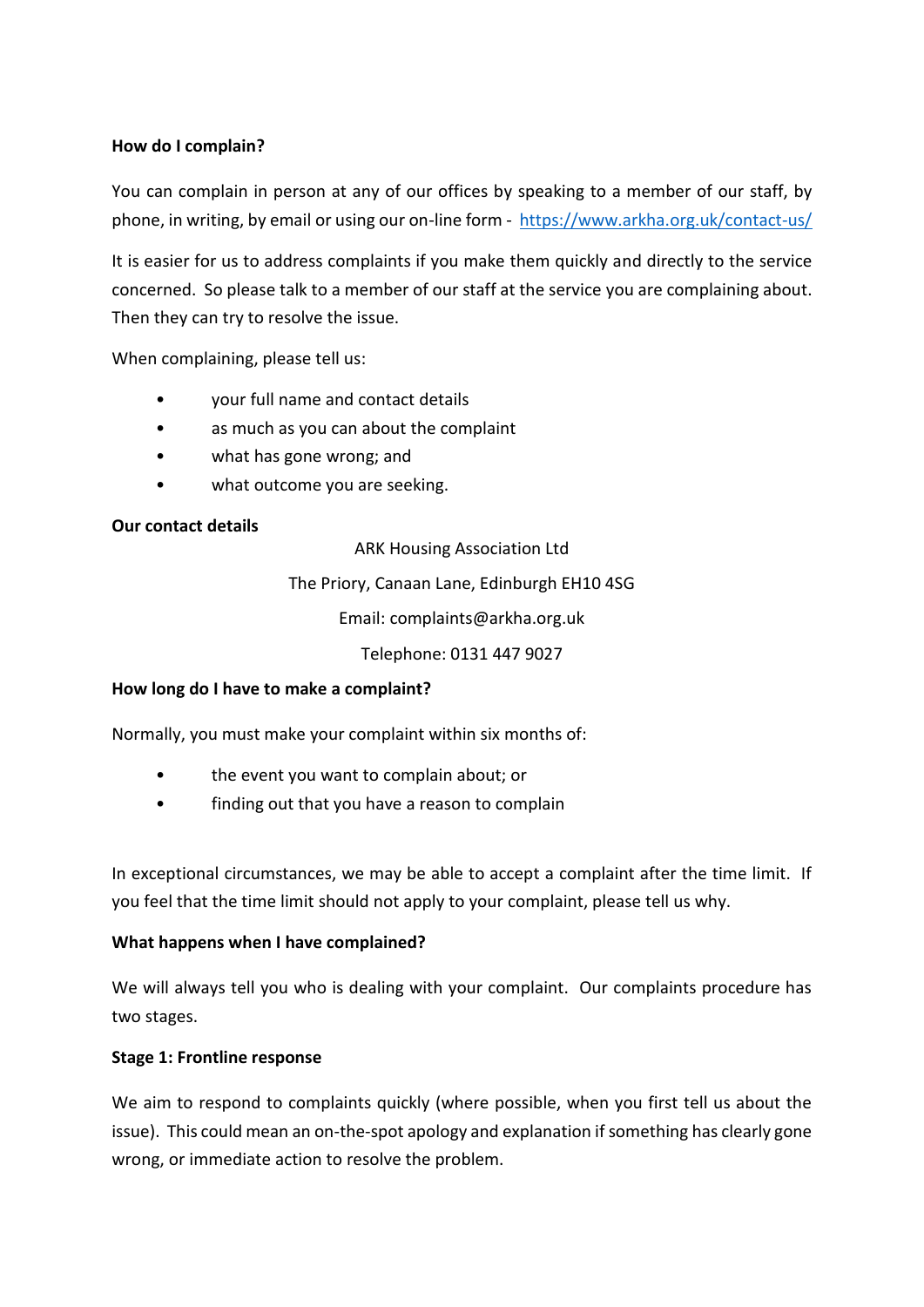**How do I complain?**

You can complain in person at any of our offices by speaking to a member of our staff, by phone, in writing, by email or using our on-line form - [https://www.arkha.org.uk/contact-us/](https://www.arkha.org.uk/contact-us/)

It is easier for us to address complaints if you make them quickly and directly to the service concerned. So please talk to a member of our staff at the service you are complaining about. Then they can try to resolve the issue.

When complaining, please tell us:

- your full name and contact details
- as much as you can about the complaint
- what has gone wrong; and
- what outcome you are seeking.

**Our contact details**

ARK Housing Association Ltd

The Priory, Canaan Lane, Edinburgh EH10 4SG

Email: complaints@arkha.org.uk

Telephone: 0131 447 9027

**How long do I have to make a complaint?**

Normally, you must make your complaint within six months of:

- the event you want to complain about; or
- finding out that you have a reason to complain

In exceptional circumstances, we may be able to accept a complaint after the time limit. If you feel that the time limit should not apply to your complaint, please tell us why.

**What happens when I have complained?**

We will always tell you who is dealing with your complaint. Our complaints procedure has two stages.

**Stage 1: Frontline response**

We aim to respond to complaints quickly (where possible, when you first tell us about the issue). This could mean an on-the-spot apology and explanation if something has clearly gone wrong, or immediate action to resolve the problem.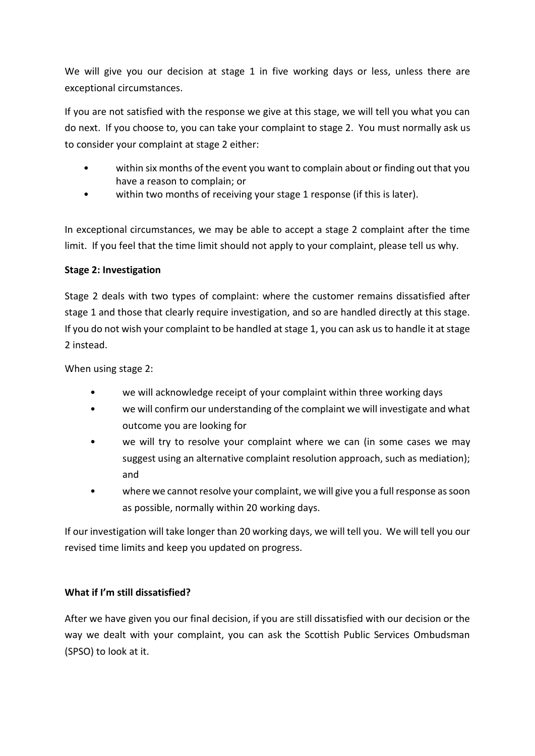We will give you our decision at stage 1 in five working days or less, unless there are exceptional circumstances.

If you are not satisfied with the response we give at this stage, we will tell you what you can do next. If you choose to, you can take your complaint to stage 2. You must normally ask us to consider your complaint at stage 2 either:

- within six months of the event you want to complain about or finding out that you have a reason to complain; or
- within two months of receiving your stage 1 response (if this is later).

In exceptional circumstances, we may be able to accept a stage 2 complaint after the time limit. If you feel that the time limit should not apply to your complaint, please tell us why.

**Stage 2: Investigation**

Stage 2 deals with two types of complaint: where the customer remains dissatisfied after stage 1 and those that clearly require investigation, and so are handled directly at this stage. If you do not wish your complaint to be handled at stage 1, you can ask us to handle it at stage 2 instead.

When using stage 2:

- we will acknowledge receipt of your complaint within three working days
- we will confirm our understanding of the complaint we will investigate and what outcome you are looking for
- we will try to resolve your complaint where we can (in some cases we may suggest using an alternative complaint resolution approach, such as mediation); and
- where we cannot resolve your complaint, we will give you a full response as soon as possible, normally within 20 working days.

If our investigation will take longer than 20 working days, we will tell you. We will tell you our revised time limits and keep you updated on progress.

**What if I'm still dissatisfied?**

After we have given you our final decision, if you are still dissatisfied with our decision or the way we dealt with your complaint, you can ask the Scottish Public Services Ombudsman (SPSO) to look at it.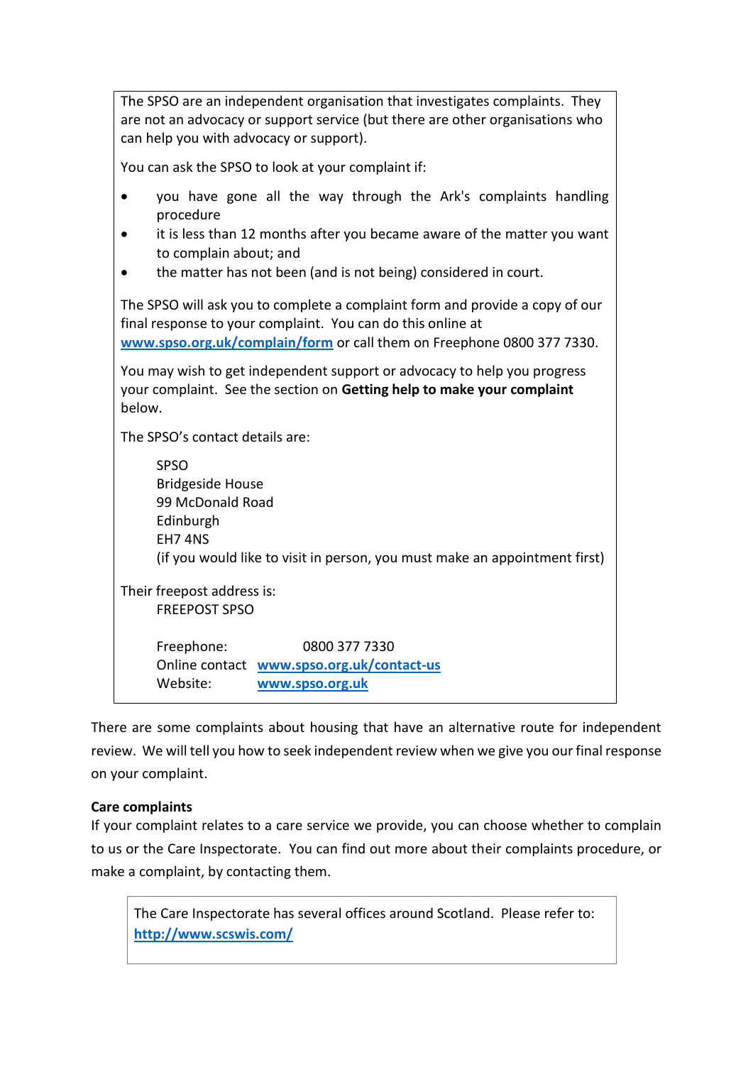The SPSO are an independent organisation that investigates complaints. They are not an advocacy or support service (but there are other organisations who can help you with advocacy or support).

You can ask the SPSO to look at your complaint if:

- you have gone all the way through the Ark's complaints handling procedure
- it is less than 12 months after you became aware of the matter you want to complain about; and
- the matter has not been (and is not being) considered in court.

The SPSO will ask you to complete a complaint form and provide a copy of our final response to your complaint. You can do this online at [www.spso.org.uk/complain/form](www.spso.org.uk/complain/form) or call them on Freephone 0800 377 7330.

You may wish to get independent support or advocacy to help you progress your complaint. See the section on **Getting help to make your complaint** below.

The SPSO's contact details are:

SPSO
Bridgeside House
99 McDonald Road
Edinburgh
EH7 4NS
(if you would like to visit in person, you must make an appointment first)

Their freepost address is:
FREEPOST SPSO

Freephone: 0800 377 7330
Online contact [www.spso.org.uk/contact-us](www.spso.org.uk/contact-us)
Website: [www.spso.org.uk](www.spso.org.uk)

There are some complaints about housing that have an alternative route for independent review. We will tell you how to seek independent review when we give you our final response on your complaint.

**Care complaints**

If your complaint relates to a care service we provide, you can choose whether to complain to us or the Care Inspectorate. You can find out more about their complaints procedure, or make a complaint, by contacting them.

The Care Inspectorate has several offices around Scotland. Please refer to: [http://www.scswis.com/](http://www.scswis.com/)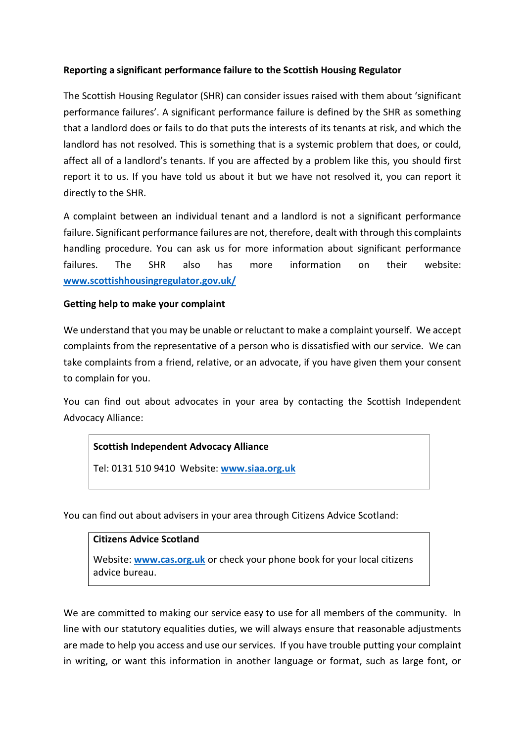**Reporting a significant performance failure to the Scottish Housing Regulator**

The Scottish Housing Regulator (SHR) can consider issues raised with them about 'significant performance failures'. A significant performance failure is defined by the SHR as something that a landlord does or fails to do that puts the interests of its tenants at risk, and which the landlord has not resolved. This is something that is a systemic problem that does, or could, affect all of a landlord's tenants. If you are affected by a problem like this, you should first report it to us. If you have told us about it but we have not resolved it, you can report it directly to the SHR.

A complaint between an individual tenant and a landlord is not a significant performance failure. Significant performance failures are not, therefore, dealt with through this complaints handling procedure. You can ask us for more information about significant performance failures. The SHR also has more information on their website: [www.scottishhousingregulator.gov.uk/](http://www.scottishhousingregulator.gov.uk/)

**Getting help to make your complaint**

We understand that you may be unable or reluctant to make a complaint yourself. We accept complaints from the representative of a person who is dissatisfied with our service. We can take complaints from a friend, relative, or an advocate, if you have given them your consent to complain for you.

You can find out about advocates in your area by contacting the Scottish Independent Advocacy Alliance:

> **Scottish Independent Advocacy Alliance**
>
> Tel: 0131 510 9410 Website: [www.siaa.org.uk](http://www.siaa.org.uk)

You can find out about advisers in your area through Citizens Advice Scotland:

> **Citizens Advice Scotland**
>
> Website: [www.cas.org.uk](http://www.cas.org.uk) or check your phone book for your local citizens advice bureau.

We are committed to making our service easy to use for all members of the community. In line with our statutory equalities duties, we will always ensure that reasonable adjustments are made to help you access and use our services. If you have trouble putting your complaint in writing, or want this information in another language or format, such as large font, or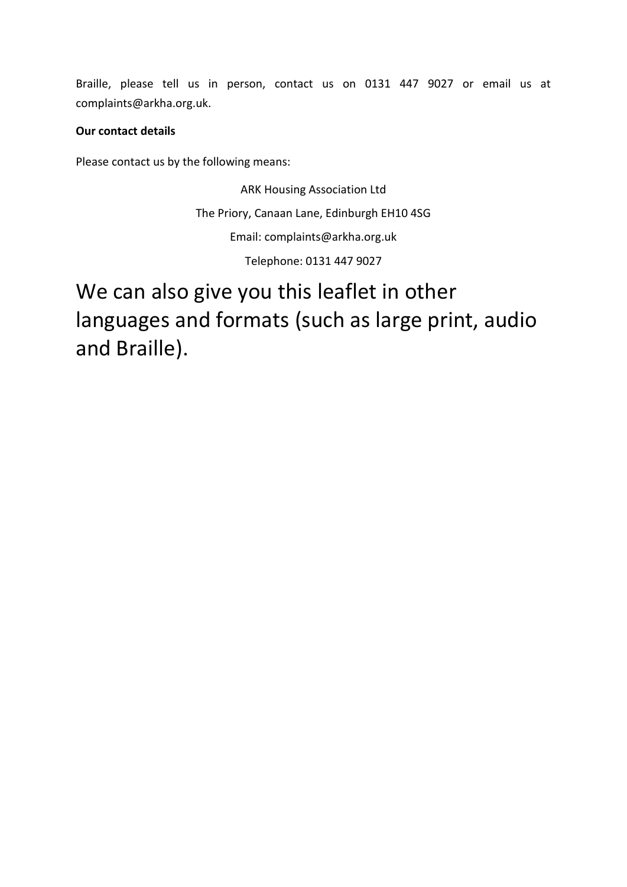Braille, please tell us in person, contact us on 0131 447 9027 or email us at complaints@arkha.org.uk.

**Our contact details**

Please contact us by the following means:

ARK Housing Association Ltd

The Priory, Canaan Lane, Edinburgh EH10 4SG

Email: complaints@arkha.org.uk

Telephone: 0131 447 9027

We can also give you this leaflet in other languages and formats (such as large print, audio and Braille).